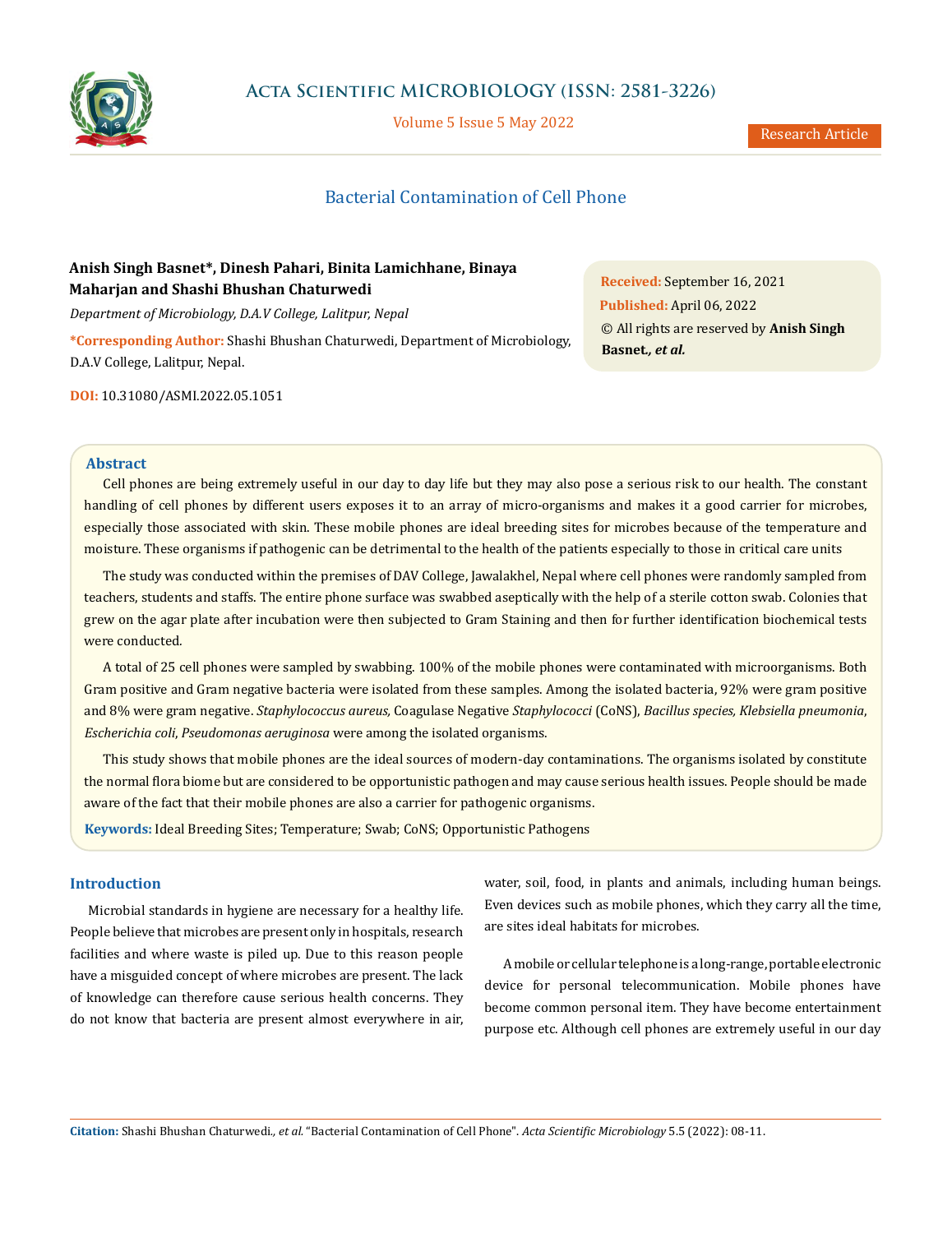# Bacterial Contamination of Cell Phone

**Anish Singh Basnet\*, Dinesh Pahari, Binita Lamichhane, Binaya Maharjan and Shashi Bhushan Chaturwedi**

*Department of Microbiology, D.A.V College, Lalitpur, Nepal*

**\*Corresponding Author:** Shashi Bhushan Chaturwedi, Department of Microbiology, D.A.V College, Lalitpur, Nepal.

**DOI:** 10.31080/ASMI.2022.05.1051

**Received:** September 16, 2021
**Published:** April 06, 2022
© All rights are reserved by **Anish Singh Basnet.*, et al.***

## Abstract

Cell phones are being extremely useful in our day to day life but they may also pose a serious risk to our health. The constant handling of cell phones by different users exposes it to an array of micro-organisms and makes it a good carrier for microbes, especially those associated with skin. These mobile phones are ideal breeding sites for microbes because of the temperature and moisture. These organisms if pathogenic can be detrimental to the health of the patients especially to those in critical care units

The study was conducted within the premises of DAV College, Jawalakhel, Nepal where cell phones were randomly sampled from teachers, students and staffs. The entire phone surface was swabbed aseptically with the help of a sterile cotton swab. Colonies that grew on the agar plate after incubation were then subjected to Gram Staining and then for further identification biochemical tests were conducted.

A total of 25 cell phones were sampled by swabbing. 100% of the mobile phones were contaminated with microorganisms. Both Gram positive and Gram negative bacteria were isolated from these samples. Among the isolated bacteria, 92% were gram positive and 8% were gram negative. *Staphylococcus aureus,* Coagulase Negative *Staphylococci* (CoNS), *Bacillus species, Klebsiella pneumonia*, *Escherichia coli*, *Pseudomonas aeruginosa* were among the isolated organisms.

This study shows that mobile phones are the ideal sources of modern-day contaminations. The organisms isolated by constitute the normal flora biome but are considered to be opportunistic pathogen and may cause serious health issues. People should be made aware of the fact that their mobile phones are also a carrier for pathogenic organisms.

**Keywords:** Ideal Breeding Sites; Temperature; Swab; CoNS; Opportunistic Pathogens

## Introduction

Microbial standards in hygiene are necessary for a healthy life. People believe that microbes are present only in hospitals, research facilities and where waste is piled up. Due to this reason people have a misguided concept of where microbes are present. The lack of knowledge can therefore cause serious health concerns. They do not know that bacteria are present almost everywhere in air, water, soil, food, in plants and animals, including human beings. Even devices such as mobile phones, which they carry all the time, are sites ideal habitats for microbes.

A mobile or cellular telephone is a long-range, portable electronic device for personal telecommunication. Mobile phones have become common personal item. They have become entertainment purpose etc. Although cell phones are extremely useful in our day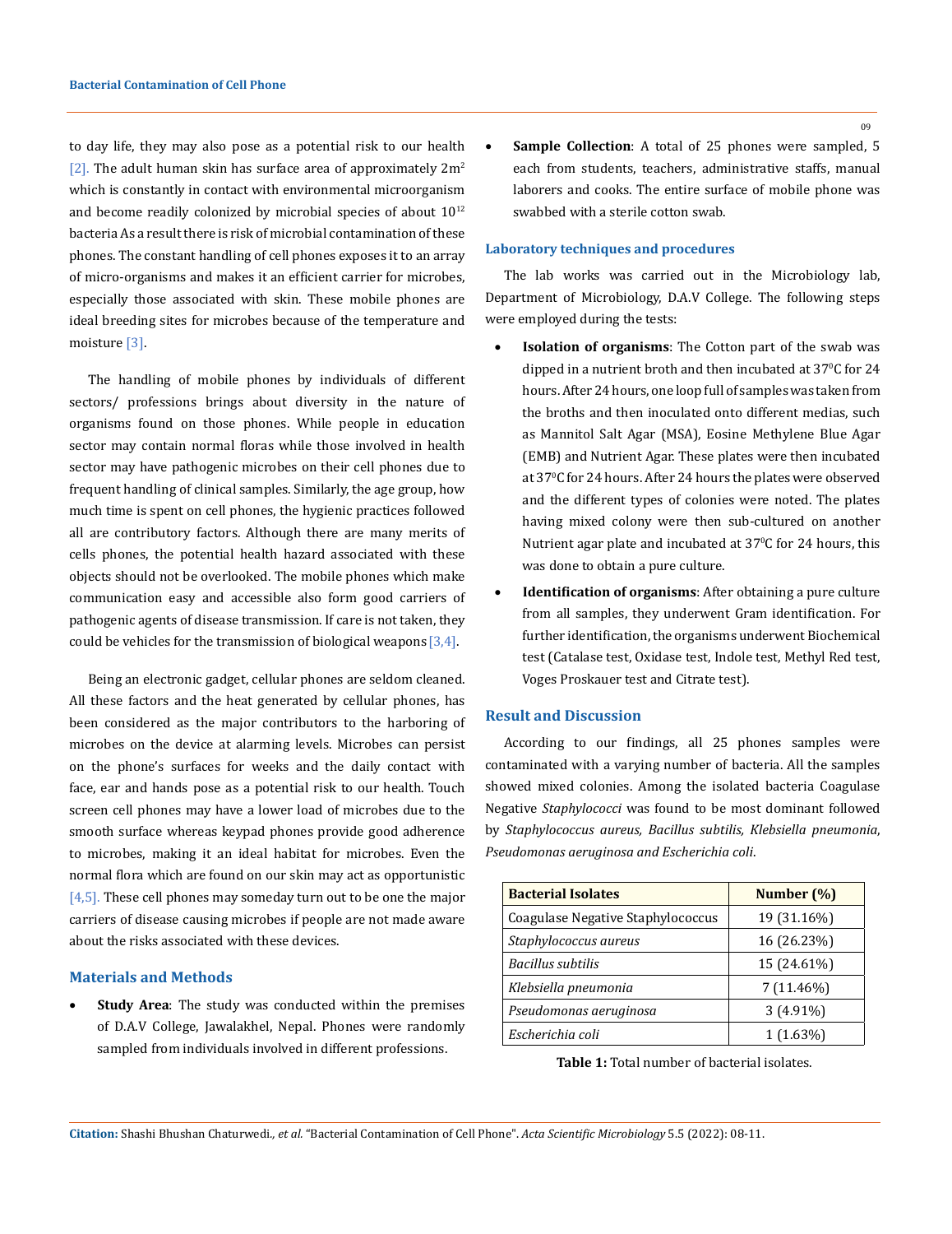to day life, they may also pose as a potential risk to our health [2]. The adult human skin has surface area of approximately 2m$^2$ which is constantly in contact with environmental microorganism and become readily colonized by microbial species of about $10^{12}$ bacteria As a result there is risk of microbial contamination of these phones. The constant handling of cell phones exposes it to an array of micro-organisms and makes it an efficient carrier for microbes, especially those associated with skin. These mobile phones are ideal breeding sites for microbes because of the temperature and moisture [3].

The handling of mobile phones by individuals of different sectors/ professions brings about diversity in the nature of organisms found on those phones. While people in education sector may contain normal floras while those involved in health sector may have pathogenic microbes on their cell phones due to frequent handling of clinical samples. Similarly, the age group, how much time is spent on cell phones, the hygienic practices followed all are contributory factors. Although there are many merits of cells phones, the potential health hazard associated with these objects should not be overlooked. The mobile phones which make communication easy and accessible also form good carriers of pathogenic agents of disease transmission. If care is not taken, they could be vehicles for the transmission of biological weapons [3,4].

Being an electronic gadget, cellular phones are seldom cleaned. All these factors and the heat generated by cellular phones, has been considered as the major contributors to the harboring of microbes on the device at alarming levels. Microbes can persist on the phone's surfaces for weeks and the daily contact with face, ear and hands pose as a potential risk to our health. Touch screen cell phones may have a lower load of microbes due to the smooth surface whereas keypad phones provide good adherence to microbes, making it an ideal habitat for microbes. Even the normal flora which are found on our skin may act as opportunistic [4,5]. These cell phones may someday turn out to be one the major carriers of disease causing microbes if people are not made aware about the risks associated with these devices.

## Materials and Methods

- **Study Area**: The study was conducted within the premises of D.A.V College, Jawalakhel, Nepal. Phones were randomly sampled from individuals involved in different professions.
- **Sample Collection**: A total of 25 phones were sampled, 5 each from students, teachers, administrative staffs, manual laborers and cooks. The entire surface of mobile phone was swabbed with a sterile cotton swab.

### Laboratory techniques and procedures

The lab works was carried out in the Microbiology lab, Department of Microbiology, D.A.V College. The following steps were employed during the tests:

- **Isolation of organisms**: The Cotton part of the swab was dipped in a nutrient broth and then incubated at 37$^0$C for 24 hours. After 24 hours, one loop full of samples was taken from the broths and then inoculated onto different medias, such as Mannitol Salt Agar (MSA), Eosine Methylene Blue Agar (EMB) and Nutrient Agar. These plates were then incubated at 37$^0$C for 24 hours. After 24 hours the plates were observed and the different types of colonies were noted. The plates having mixed colony were then sub-cultured on another Nutrient agar plate and incubated at 37$^0$C for 24 hours, this was done to obtain a pure culture.
- **Identification of organisms**: After obtaining a pure culture from all samples, they underwent Gram identification. For further identification, the organisms underwent Biochemical test (Catalase test, Oxidase test, Indole test, Methyl Red test, Voges Proskauer test and Citrate test).

## Result and Discussion

According to our findings, all 25 phones samples were contaminated with a varying number of bacteria. All the samples showed mixed colonies. Among the isolated bacteria Coagulase Negative *Staphylococci* was found to be most dominant followed by *Staphylococcus aureus, Bacillus subtilis, Klebsiella pneumonia*, *Pseudomonas aeruginosa and Escherichia coli*.

| Bacterial Isolates | Number (%) |
|---|---|
| Coagulase Negative Staphylococcus | 19 (31.16%) |
| *Staphylococcus aureus* | 16 (26.23%) |
| *Bacillus subtilis* | 15 (24.61%) |
| *Klebsiella pneumonia* | 7 (11.46%) |
| *Pseudomonas aeruginosa* | 3 (4.91%) |
| *Escherichia coli* | 1 (1.63%) |

**Table 1:** Total number of bacterial isolates.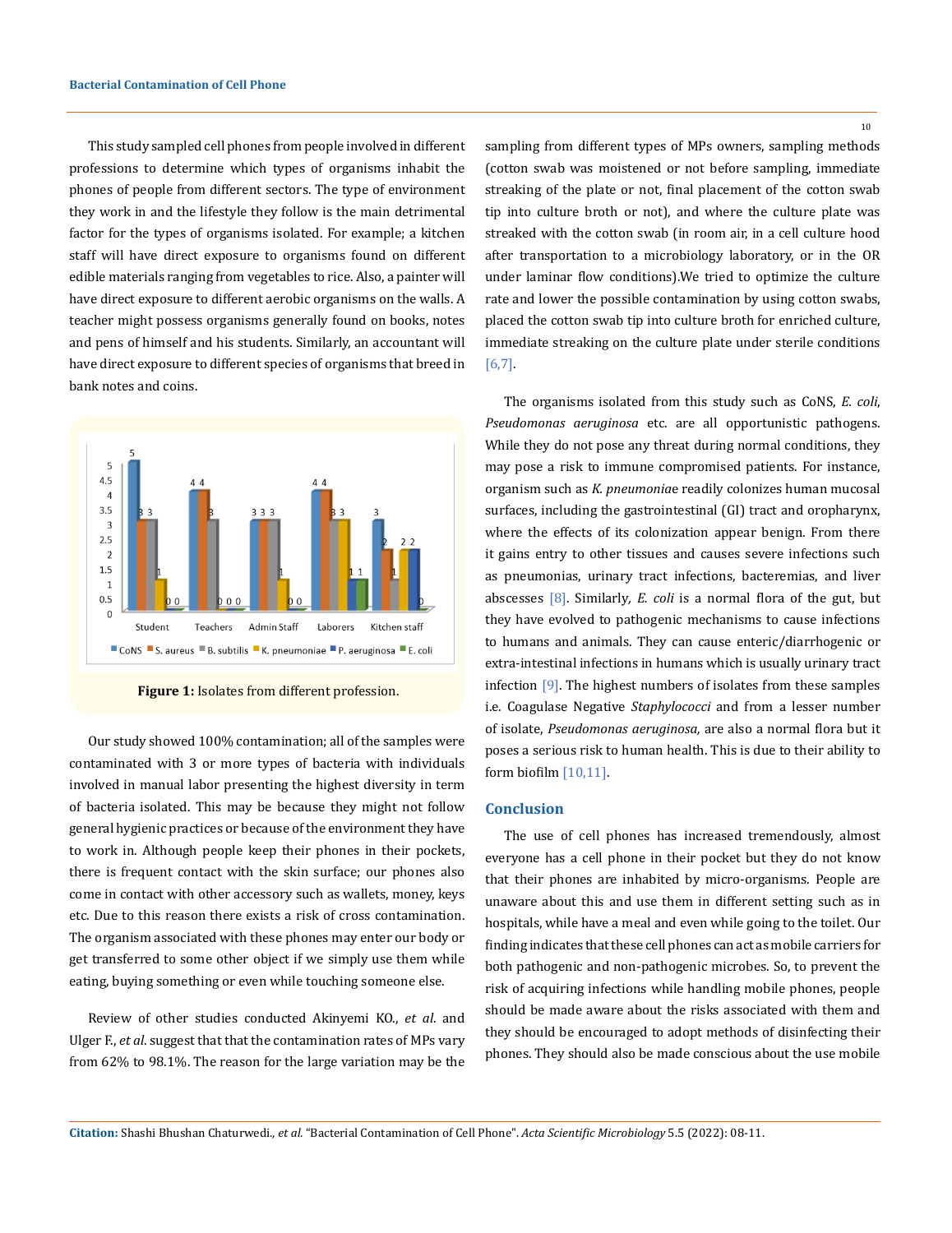This study sampled cell phones from people involved in different professions to determine which types of organisms inhabit the phones of people from different sectors. The type of environment they work in and the lifestyle they follow is the main detrimental factor for the types of organisms isolated. For example; a kitchen staff will have direct exposure to organisms found on different edible materials ranging from vegetables to rice. Also, a painter will have direct exposure to different aerobic organisms on the walls. A teacher might possess organisms generally found on books, notes and pens of himself and his students. Similarly, an accountant will have direct exposure to different species of organisms that breed in bank notes and coins.

**Figure 1:** Isolates from different profession.

Our study showed 100% contamination; all of the samples were contaminated with 3 or more types of bacteria with individuals involved in manual labor presenting the highest diversity in term of bacteria isolated. This may be because they might not follow general hygienic practices or because of the environment they have to work in. Although people keep their phones in their pockets, there is frequent contact with the skin surface; our phones also come in contact with other accessory such as wallets, money, keys etc. Due to this reason there exists a risk of cross contamination. The organism associated with these phones may enter our body or get transferred to some other object if we simply use them while eating, buying something or even while touching someone else.

Review of other studies conducted Akinyemi KO., *et al*. and Ulger F., *et al*. suggest that that the contamination rates of MPs vary from 62% to 98.1%. The reason for the large variation may be the sampling from different types of MPs owners, sampling methods (cotton swab was moistened or not before sampling, immediate streaking of the plate or not, final placement of the cotton swab tip into culture broth or not), and where the culture plate was streaked with the cotton swab (in room air, in a cell culture hood after transportation to a microbiology laboratory, or in the OR under laminar flow conditions).We tried to optimize the culture rate and lower the possible contamination by using cotton swabs, placed the cotton swab tip into culture broth for enriched culture, immediate streaking on the culture plate under sterile conditions [6,7].

The organisms isolated from this study such as CoNS, *E. coli*, *Pseudomonas aeruginosa* etc. are all opportunistic pathogens. While they do not pose any threat during normal conditions, they may pose a risk to immune compromised patients. For instance, organism such as *K. pneumonia*e readily colonizes human mucosal surfaces, including the gastrointestinal (GI) tract and oropharynx, where the effects of its colonization appear benign. From there it gains entry to other tissues and causes severe infections such as pneumonias, urinary tract infections, bacteremias, and liver abscesses [8]. Similarly, *E. coli* is a normal flora of the gut, but they have evolved to pathogenic mechanisms to cause infections to humans and animals. They can cause enteric/diarrhogenic or extra-intestinal infections in humans which is usually urinary tract infection [9]. The highest numbers of isolates from these samples i.e. Coagulase Negative *Staphylococci* and from a lesser number of isolate, *Pseudomonas aeruginosa,* are also a normal flora but it poses a serious risk to human health. This is due to their ability to form biofilm [10,11].

## Conclusion

The use of cell phones has increased tremendously, almost everyone has a cell phone in their pocket but they do not know that their phones are inhabited by micro-organisms. People are unaware about this and use them in different setting such as in hospitals, while have a meal and even while going to the toilet. Our finding indicates that these cell phones can act as mobile carriers for both pathogenic and non-pathogenic microbes. So, to prevent the risk of acquiring infections while handling mobile phones, people should be made aware about the risks associated with them and they should be encouraged to adopt methods of disinfecting their phones. They should also be made conscious about the use mobile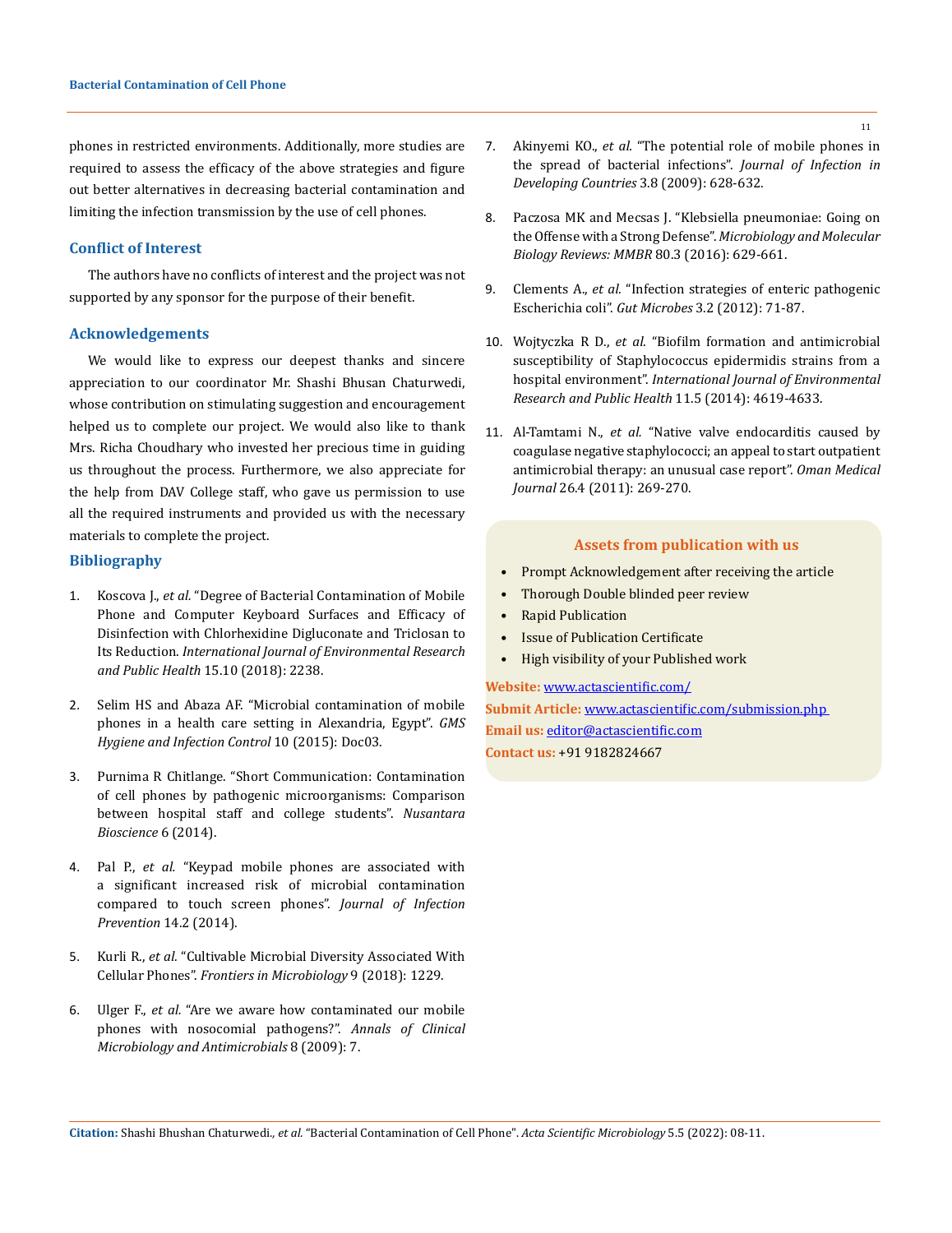phones in restricted environments. Additionally, more studies are required to assess the efficacy of the above strategies and figure out better alternatives in decreasing bacterial contamination and limiting the infection transmission by the use of cell phones.

## Conflict of Interest

The authors have no conflicts of interest and the project was not supported by any sponsor for the purpose of their benefit.

## Acknowledgements

We would like to express our deepest thanks and sincere appreciation to our coordinator Mr. Shashi Bhusan Chaturwedi, whose contribution on stimulating suggestion and encouragement helped us to complete our project. We would also like to thank Mrs. Richa Choudhary who invested her precious time in guiding us throughout the process. Furthermore, we also appreciate for the help from DAV College staff, who gave us permission to use all the required instruments and provided us with the necessary materials to complete the project.

## Bibliography

1. Koscova J., *et al.* "Degree of Bacterial Contamination of Mobile Phone and Computer Keyboard Surfaces and Efficacy of Disinfection with Chlorhexidine Digluconate and Triclosan to Its Reduction. *International Journal of Environmental Research and Public Health* 15.10 (2018): 2238.
2. Selim HS and Abaza AF. "Microbial contamination of mobile phones in a health care setting in Alexandria, Egypt". *GMS Hygiene and Infection Control* 10 (2015): Doc03.
3. Purnima R Chitlange. "Short Communication: Contamination of cell phones by pathogenic microorganisms: Comparison between hospital staff and college students". *Nusantara Bioscience* 6 (2014).
4. Pal P., *et al.* "Keypad mobile phones are associated with a significant increased risk of microbial contamination compared to touch screen phones". *Journal of Infection Prevention* 14.2 (2014).
5. Kurli R., *et al.* "Cultivable Microbial Diversity Associated With Cellular Phones". *Frontiers in Microbiology* 9 (2018): 1229.
6. Ulger F., *et al.* "Are we aware how contaminated our mobile phones with nosocomial pathogens?". *Annals of Clinical Microbiology and Antimicrobials* 8 (2009): 7.
7. Akinyemi KO., *et al.* "The potential role of mobile phones in the spread of bacterial infections". *Journal of Infection in Developing Countries* 3.8 (2009): 628-632.
8. Paczosa MK and Mecsas J. "Klebsiella pneumoniae: Going on the Offense with a Strong Defense". *Microbiology and Molecular Biology Reviews: MMBR* 80.3 (2016): 629-661.
9. Clements A., *et al.* "Infection strategies of enteric pathogenic Escherichia coli". *Gut Microbes* 3.2 (2012): 71-87.
10. Wojtyczka R D., *et al.* "Biofilm formation and antimicrobial susceptibility of Staphylococcus epidermidis strains from a hospital environment". *International Journal of Environmental Research and Public Health* 11.5 (2014): 4619-4633.
11. Al-Tamtami N., *et al.* "Native valve endocarditis caused by coagulase negative staphylococci; an appeal to start outpatient antimicrobial therapy: an unusual case report". *Oman Medical Journal* 26.4 (2011): 269-270.

**Assets from publication with us**

- Prompt Acknowledgement after receiving the article
- Thorough Double blinded peer review
- Rapid Publication
- Issue of Publication Certificate
- High visibility of your Published work

**Website:** www.actascientific.com/
**Submit Article:** www.actascientific.com/submission.php
**Email us:** editor@actascientific.com
**Contact us:** +91 9182824667